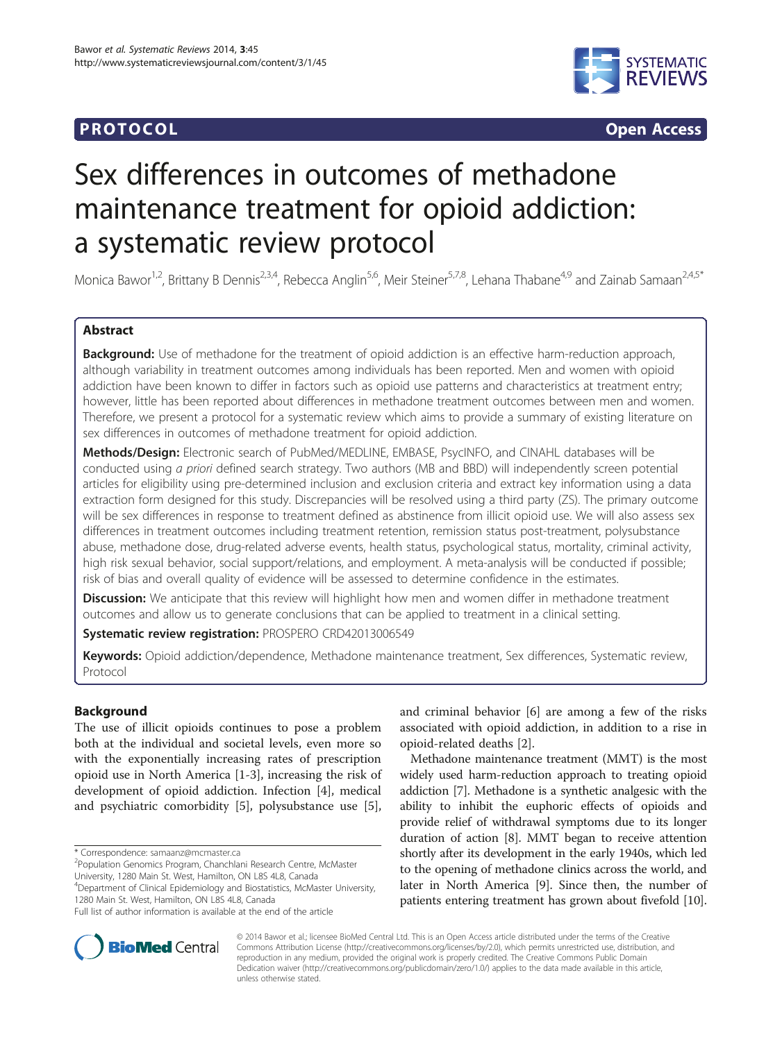PROTOCOL **Open Access**

# Sex differences in outcomes of methadone maintenance treatment for opioid addiction: a systematic review protocol

Monica Bawor[1,2], Brittany B Dennis[2,3,4], Rebecca Anglin[5,6], Meir Steiner[5,7,8], Lehana Thabane[4,9] and Zainab Samaan[2,4,5*]

## Abstract

**Background:** Use of methadone for the treatment of opioid addiction is an effective harm-reduction approach, although variability in treatment outcomes among individuals has been reported. Men and women with opioid addiction have been known to differ in factors such as opioid use patterns and characteristics at treatment entry; however, little has been reported about differences in methadone treatment outcomes between men and women. Therefore, we present a protocol for a systematic review which aims to provide a summary of existing literature on sex differences in outcomes of methadone treatment for opioid addiction.

**Methods/Design:** Electronic search of PubMed/MEDLINE, EMBASE, PsycINFO, and CINAHL databases will be conducted using *a priori* defined search strategy. Two authors (MB and BBD) will independently screen potential articles for eligibility using pre-determined inclusion and exclusion criteria and extract key information using a data extraction form designed for this study. Discrepancies will be resolved using a third party (ZS). The primary outcome will be sex differences in response to treatment defined as abstinence from illicit opioid use. We will also assess sex differences in treatment outcomes including treatment retention, remission status post-treatment, polysubstance abuse, methadone dose, drug-related adverse events, health status, psychological status, mortality, criminal activity, high risk sexual behavior, social support/relations, and employment. A meta-analysis will be conducted if possible; risk of bias and overall quality of evidence will be assessed to determine confidence in the estimates.

**Discussion:** We anticipate that this review will highlight how men and women differ in methadone treatment outcomes and allow us to generate conclusions that can be applied to treatment in a clinical setting.

**Systematic review registration:** PROSPERO CRD42013006549

**Keywords:** Opioid addiction/dependence, Methadone maintenance treatment, Sex differences, Systematic review, Protocol

## Background

The use of illicit opioids continues to pose a problem both at the individual and societal levels, even more so with the exponentially increasing rates of prescription opioid use in North America [1-3], increasing the risk of development of opioid addiction. Infection [4], medical and psychiatric comorbidity [5], polysubstance use [5], and criminal behavior [6] are among a few of the risks associated with opioid addiction, in addition to a rise in opioid-related deaths [2].

Methadone maintenance treatment (MMT) is the most widely used harm-reduction approach to treating opioid addiction [7]. Methadone is a synthetic analgesic with the ability to inhibit the euphoric effects of opioids and provide relief of withdrawal symptoms due to its longer duration of action [8]. MMT began to receive attention shortly after its development in the early 1940s, which led to the opening of methadone clinics across the world, and later in North America [9]. Since then, the number of patients entering treatment has grown about fivefold [10].

\* Correspondence: samaanz@mcmaster.ca

[2]Population Genomics Program, Chanchlani Research Centre, McMaster University, 1280 Main St. West, Hamilton, ON L8S 4L8, Canada

[4]Department of Clinical Epidemiology and Biostatistics, McMaster University, 1280 Main St. West, Hamilton, ON L8S 4L8, Canada

Full list of author information is available at the end of the article

© 2014 Bawor et al.; licensee BioMed Central Ltd. This is an Open Access article distributed under the terms of the Creative Commons Attribution License (http://creativecommons.org/licenses/by/2.0), which permits unrestricted use, distribution, and reproduction in any medium, provided the original work is properly credited. The Creative Commons Public Domain Dedication waiver (http://creativecommons.org/publicdomain/zero/1.0/) applies to the data made available in this article, unless otherwise stated.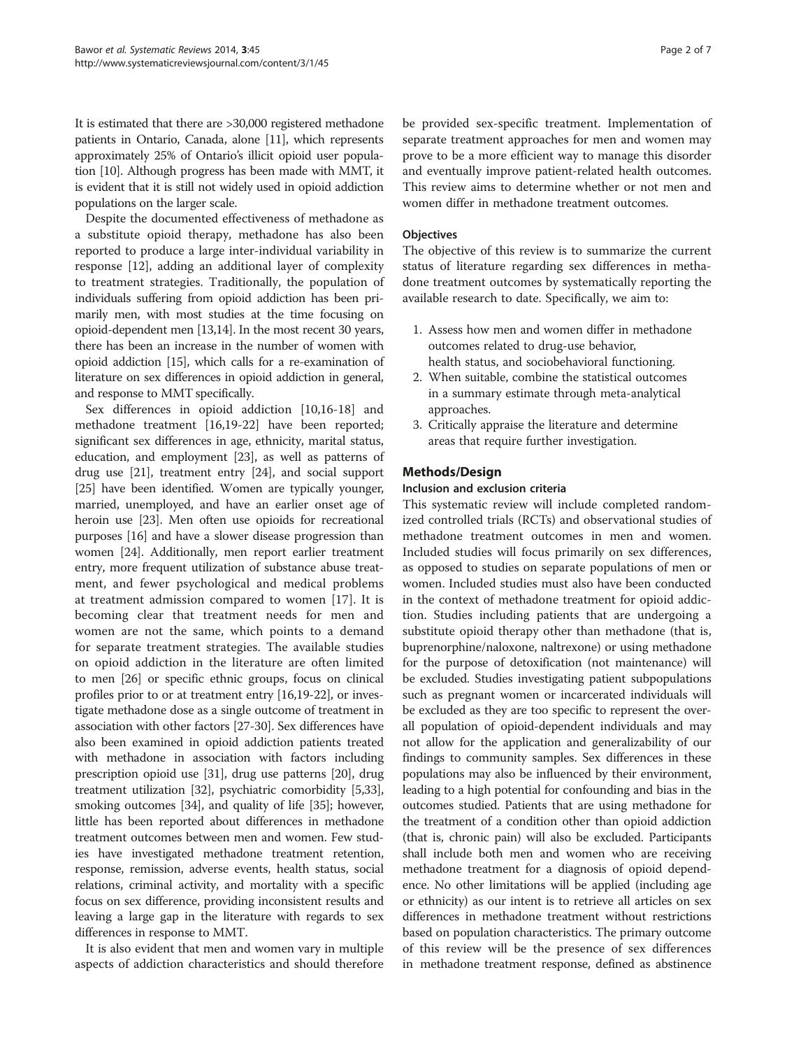It is estimated that there are >30,000 registered methadone patients in Ontario, Canada, alone [11], which represents approximately 25% of Ontario's illicit opioid user population [10]. Although progress has been made with MMT, it is evident that it is still not widely used in opioid addiction populations on the larger scale.

Despite the documented effectiveness of methadone as a substitute opioid therapy, methadone has also been reported to produce a large inter-individual variability in response [12], adding an additional layer of complexity to treatment strategies. Traditionally, the population of individuals suffering from opioid addiction has been primarily men, with most studies at the time focusing on opioid-dependent men [13,14]. In the most recent 30 years, there has been an increase in the number of women with opioid addiction [15], which calls for a re-examination of literature on sex differences in opioid addiction in general, and response to MMT specifically.

Sex differences in opioid addiction [10,16-18] and methadone treatment [16,19-22] have been reported; significant sex differences in age, ethnicity, marital status, education, and employment [23], as well as patterns of drug use [21], treatment entry [24], and social support [25] have been identified. Women are typically younger, married, unemployed, and have an earlier onset age of heroin use [23]. Men often use opioids for recreational purposes [16] and have a slower disease progression than women [24]. Additionally, men report earlier treatment entry, more frequent utilization of substance abuse treatment, and fewer psychological and medical problems at treatment admission compared to women [17]. It is becoming clear that treatment needs for men and women are not the same, which points to a demand for separate treatment strategies. The available studies on opioid addiction in the literature are often limited to men [26] or specific ethnic groups, focus on clinical profiles prior to or at treatment entry [16,19-22], or investigate methadone dose as a single outcome of treatment in association with other factors [27-30]. Sex differences have also been examined in opioid addiction patients treated with methadone in association with factors including prescription opioid use [31], drug use patterns [20], drug treatment utilization [32], psychiatric comorbidity [5,33], smoking outcomes [34], and quality of life [35]; however, little has been reported about differences in methadone treatment outcomes between men and women. Few studies have investigated methadone treatment retention, response, remission, adverse events, health status, social relations, criminal activity, and mortality with a specific focus on sex difference, providing inconsistent results and leaving a large gap in the literature with regards to sex differences in response to MMT.

It is also evident that men and women vary in multiple aspects of addiction characteristics and should therefore be provided sex-specific treatment. Implementation of separate treatment approaches for men and women may prove to be a more efficient way to manage this disorder and eventually improve patient-related health outcomes. This review aims to determine whether or not men and women differ in methadone treatment outcomes.

### Objectives

The objective of this review is to summarize the current status of literature regarding sex differences in methadone treatment outcomes by systematically reporting the available research to date. Specifically, we aim to:

1. Assess how men and women differ in methadone outcomes related to drug-use behavior, health status, and sociobehavioral functioning.
2. When suitable, combine the statistical outcomes in a summary estimate through meta-analytical approaches.
3. Critically appraise the literature and determine areas that require further investigation.

## Methods/Design

### Inclusion and exclusion criteria

This systematic review will include completed randomized controlled trials (RCTs) and observational studies of methadone treatment outcomes in men and women. Included studies will focus primarily on sex differences, as opposed to studies on separate populations of men or women. Included studies must also have been conducted in the context of methadone treatment for opioid addiction. Studies including patients that are undergoing a substitute opioid therapy other than methadone (that is, buprenorphine/naloxone, naltrexone) or using methadone for the purpose of detoxification (not maintenance) will be excluded. Studies investigating patient subpopulations such as pregnant women or incarcerated individuals will be excluded as they are too specific to represent the overall population of opioid-dependent individuals and may not allow for the application and generalizability of our findings to community samples. Sex differences in these populations may also be influenced by their environment, leading to a high potential for confounding and bias in the outcomes studied. Patients that are using methadone for the treatment of a condition other than opioid addiction (that is, chronic pain) will also be excluded. Participants shall include both men and women who are receiving methadone treatment for a diagnosis of opioid dependence. No other limitations will be applied (including age or ethnicity) as our intent is to retrieve all articles on sex differences in methadone treatment without restrictions based on population characteristics. The primary outcome of this review will be the presence of sex differences in methadone treatment response, defined as abstinence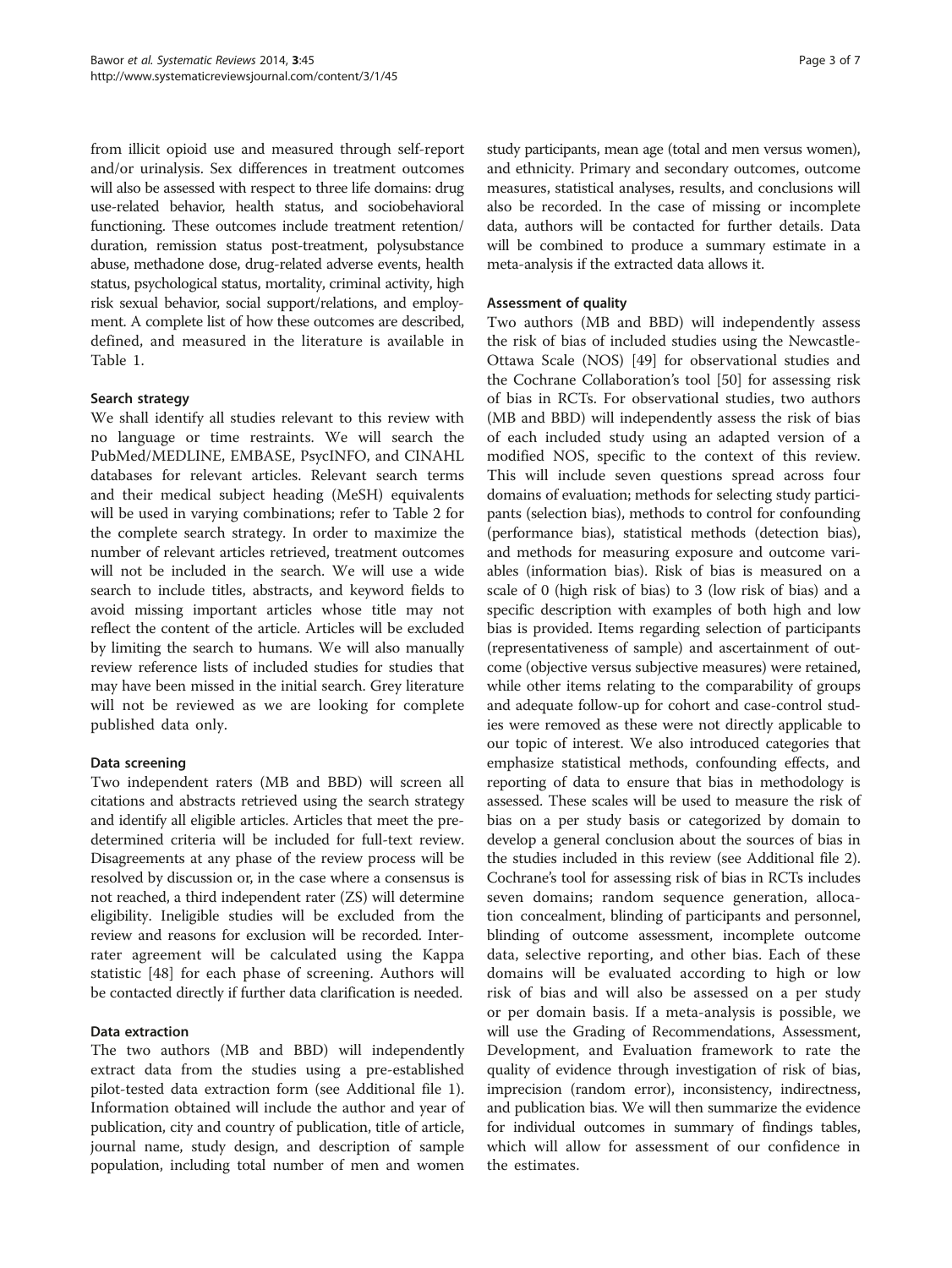from illicit opioid use and measured through self-report and/or urinalysis. Sex differences in treatment outcomes will also be assessed with respect to three life domains: drug use-related behavior, health status, and sociobehavioral functioning. These outcomes include treatment retention/duration, remission status post-treatment, polysubstance abuse, methadone dose, drug-related adverse events, health status, psychological status, mortality, criminal activity, high risk sexual behavior, social support/relations, and employment. A complete list of how these outcomes are described, defined, and measured in the literature is available in Table 1.

### Search strategy

We shall identify all studies relevant to this review with no language or time restraints. We will search the PubMed/MEDLINE, EMBASE, PsycINFO, and CINAHL databases for relevant articles. Relevant search terms and their medical subject heading (MeSH) equivalents will be used in varying combinations; refer to Table 2 for the complete search strategy. In order to maximize the number of relevant articles retrieved, treatment outcomes will not be included in the search. We will use a wide search to include titles, abstracts, and keyword fields to avoid missing important articles whose title may not reflect the content of the article. Articles will be excluded by limiting the search to humans. We will also manually review reference lists of included studies for studies that may have been missed in the initial search. Grey literature will not be reviewed as we are looking for complete published data only.

### Data screening

Two independent raters (MB and BBD) will screen all citations and abstracts retrieved using the search strategy and identify all eligible articles. Articles that meet the predetermined criteria will be included for full-text review. Disagreements at any phase of the review process will be resolved by discussion or, in the case where a consensus is not reached, a third independent rater (ZS) will determine eligibility. Ineligible studies will be excluded from the review and reasons for exclusion will be recorded. Inter-rater agreement will be calculated using the Kappa statistic [48] for each phase of screening. Authors will be contacted directly if further data clarification is needed.

### Data extraction

The two authors (MB and BBD) will independently extract data from the studies using a pre-established pilot-tested data extraction form (see Additional file 1). Information obtained will include the author and year of publication, city and country of publication, title of article, journal name, study design, and description of sample population, including total number of men and women study participants, mean age (total and men versus women), and ethnicity. Primary and secondary outcomes, outcome measures, statistical analyses, results, and conclusions will also be recorded. In the case of missing or incomplete data, authors will be contacted for further details. Data will be combined to produce a summary estimate in a meta-analysis if the extracted data allows it.

### Assessment of quality

Two authors (MB and BBD) will independently assess the risk of bias of included studies using the Newcastle-Ottawa Scale (NOS) [49] for observational studies and the Cochrane Collaboration's tool [50] for assessing risk of bias in RCTs. For observational studies, two authors (MB and BBD) will independently assess the risk of bias of each included study using an adapted version of a modified NOS, specific to the context of this review. This will include seven questions spread across four domains of evaluation; methods for selecting study participants (selection bias), methods to control for confounding (performance bias), statistical methods (detection bias), and methods for measuring exposure and outcome variables (information bias). Risk of bias is measured on a scale of 0 (high risk of bias) to 3 (low risk of bias) and a specific description with examples of both high and low bias is provided. Items regarding selection of participants (representativeness of sample) and ascertainment of outcome (objective versus subjective measures) were retained, while other items relating to the comparability of groups and adequate follow-up for cohort and case-control studies were removed as these were not directly applicable to our topic of interest. We also introduced categories that emphasize statistical methods, confounding effects, and reporting of data to ensure that bias in methodology is assessed. These scales will be used to measure the risk of bias on a per study basis or categorized by domain to develop a general conclusion about the sources of bias in the studies included in this review (see Additional file 2). Cochrane's tool for assessing risk of bias in RCTs includes seven domains; random sequence generation, allocation concealment, blinding of participants and personnel, blinding of outcome assessment, incomplete outcome data, selective reporting, and other bias. Each of these domains will be evaluated according to high or low risk of bias and will also be assessed on a per study or per domain basis. If a meta-analysis is possible, we will use the Grading of Recommendations, Assessment, Development, and Evaluation framework to rate the quality of evidence through investigation of risk of bias, imprecision (random error), inconsistency, indirectness, and publication bias. We will then summarize the evidence for individual outcomes in summary of findings tables, which will allow for assessment of our confidence in the estimates.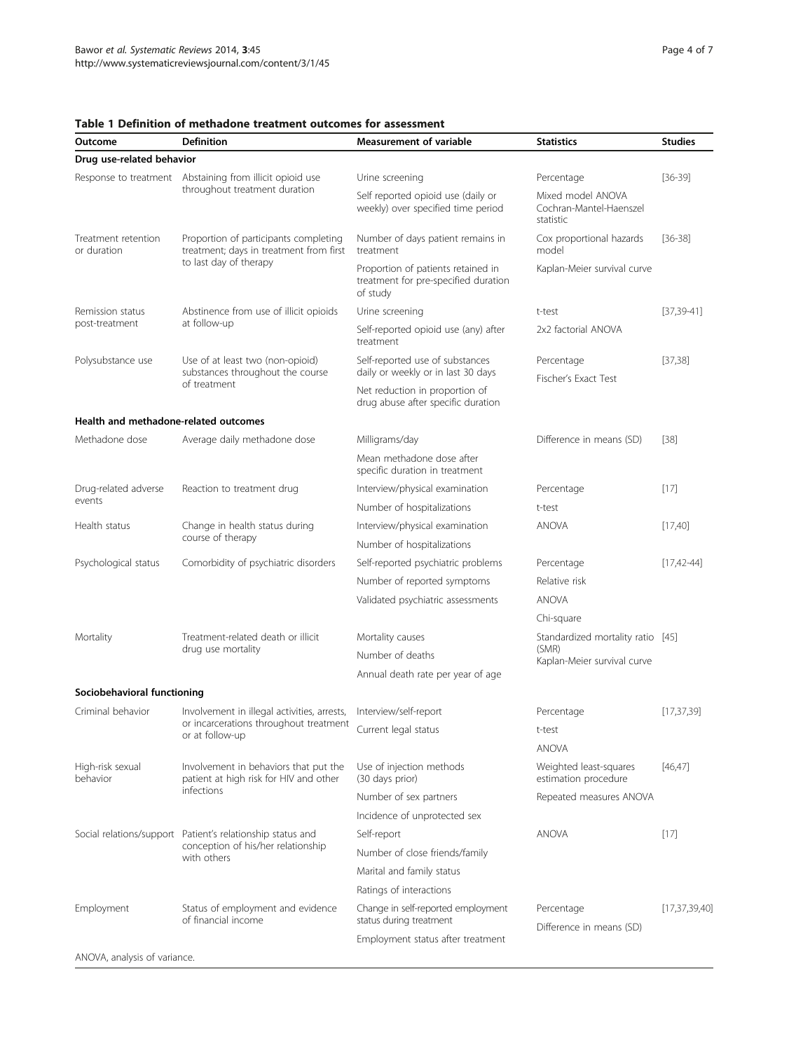**Table 1 Definition of methadone treatment outcomes for assessment**

| Outcome | Definition | Measurement of variable | Statistics | Studies |
|---|---|---|---|---|
| **Drug use-related behavior** | | | | |
| Response to treatment | Abstaining from illicit opioid use throughout treatment duration | Urine screening | Percentage | [36-39] |
| | | Self reported opioid use (daily or weekly) over specified time period | Mixed model ANOVA Cochran-Mantel-Haenszel statistic | |
| Treatment retention or duration | Proportion of participants completing treatment; days in treatment from first to last day of therapy | Number of days patient remains in treatment | Cox proportional hazards model | [36-38] |
| | | Proportion of patients retained in treatment for pre-specified duration of study | Kaplan-Meier survival curve | |
| Remission status post-treatment | Abstinence from use of illicit opioids at follow-up | Urine screening | t-test | [37,39-41] |
| | | Self-reported opioid use (any) after treatment | 2x2 factorial ANOVA | |
| Polysubstance use | Use of at least two (non-opioid) substances throughout the course of treatment | Self-reported use of substances daily or weekly or in last 30 days | Percentage | [37,38] |
| | | Net reduction in proportion of drug abuse after specific duration | Fischer's Exact Test | |
| **Health and methadone-related outcomes** | | | | |
| Methadone dose | Average daily methadone dose | Milligrams/day | Difference in means (SD) | [38] |
| | | Mean methadone dose after specific duration in treatment | | |
| Drug-related adverse events | Reaction to treatment drug | Interview/physical examination | Percentage | [17] |
| | | Number of hospitalizations | t-test | |
| Health status | Change in health status during course of therapy | Interview/physical examination | ANOVA | [17,40] |
| | | Number of hospitalizations | | |
| Psychological status | Comorbidity of psychiatric disorders | Self-reported psychiatric problems | Percentage | [17,42-44] |
| | | Number of reported symptoms | Relative risk | |
| | | Validated psychiatric assessments | ANOVA | |
| | | | Chi-square | |
| Mortality | Treatment-related death or illicit drug use mortality | Mortality causes | Standardized mortality ratio (SMR) | [45] |
| | | Number of deaths | Kaplan-Meier survival curve | |
| | | Annual death rate per year of age | | |
| **Sociobehavioral functioning** | | | | |
| Criminal behavior | Involvement in illegal activities, arrests, or incarcerations throughout treatment or at follow-up | Interview/self-report | Percentage | [17,37,39] |
| | | Current legal status | t-test | |
| | | | ANOVA | |
| High-risk sexual behavior | Involvement in behaviors that put the patient at high risk for HIV and other infections | Use of injection methods (30 days prior) | Weighted least-squares estimation procedure | [46,47] |
| | | Number of sex partners | Repeated measures ANOVA | |
| | | Incidence of unprotected sex | | |
| Social relations/support | Patient's relationship status and conception of his/her relationship with others | Self-report | ANOVA | [17] |
| | | Number of close friends/family | | |
| | | Marital and family status | | |
| | | Ratings of interactions | | |
| Employment | Status of employment and evidence of financial income | Change in self-reported employment status during treatment | Percentage | [17,37,39,40] |
| | | Employment status after treatment | Difference in means (SD) | |

ANOVA, analysis of variance.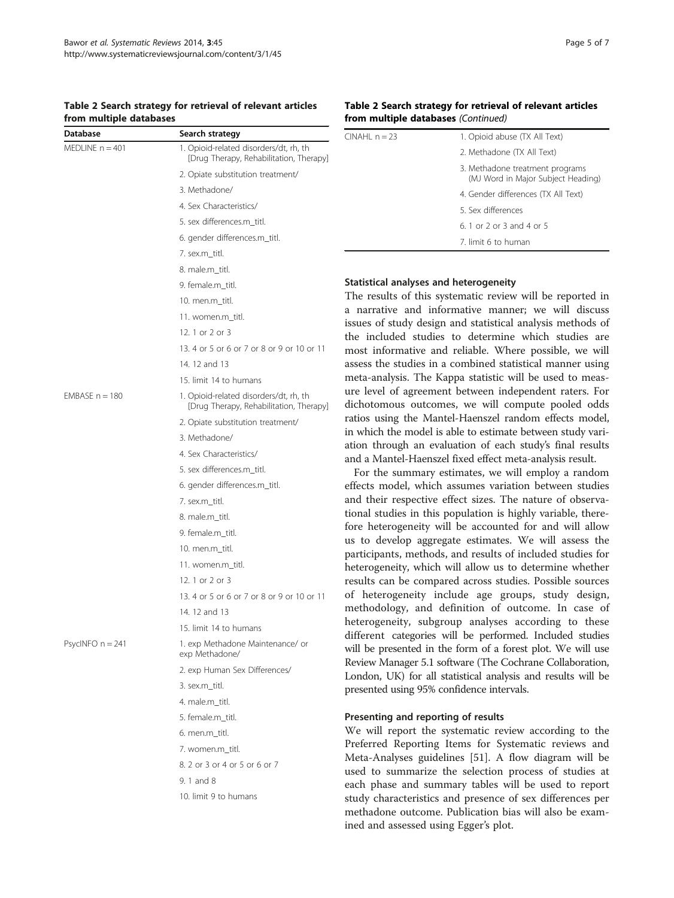**Table 2 Search strategy for retrieval of relevant articles from multiple databases**

| Database | Search strategy |
|---|---|
| MEDLINE n = 401 | 1. Opioid-related disorders/dt, rh, th [Drug Therapy, Rehabilitation, Therapy] |
| | 2. Opiate substitution treatment/ |
| | 3. Methadone/ |
| | 4. Sex Characteristics/ |
| | 5. sex differences.m_titl. |
| | 6. gender differences.m_titl. |
| | 7. sex.m_titl. |
| | 8. male.m_titl. |
| | 9. female.m_titl. |
| | 10. men.m_titl. |
| | 11. women.m_titl. |
| | 12. 1 or 2 or 3 |
| | 13. 4 or 5 or 6 or 7 or 8 or 9 or 10 or 11 |
| | 14. 12 and 13 |
| | 15. limit 14 to humans |
| EMBASE n = 180 | 1. Opioid-related disorders/dt, rh, th [Drug Therapy, Rehabilitation, Therapy] |
| | 2. Opiate substitution treatment/ |
| | 3. Methadone/ |
| | 4. Sex Characteristics/ |
| | 5. sex differences.m_titl. |
| | 6. gender differences.m_titl. |
| | 7. sex.m_titl. |
| | 8. male.m_titl. |
| | 9. female.m_titl. |
| | 10. men.m_titl. |
| | 11. women.m_titl. |
| | 12. 1 or 2 or 3 |
| | 13. 4 or 5 or 6 or 7 or 8 or 9 or 10 or 11 |
| | 14. 12 and 13 |
| | 15. limit 14 to humans |
| PsycINFO n = 241 | 1. exp Methadone Maintenance/ or exp Methadone/ |
| | 2. exp Human Sex Differences/ |
| | 3. sex.m_titl. |
| | 4. male.m_titl. |
| | 5. female.m_titl. |
| | 6. men.m_titl. |
| | 7. women.m_titl. |
| | 8. 2 or 3 or 4 or 5 or 6 or 7 |
| | 9. 1 and 8 |
| | 10. limit 9 to humans |
| CINAHL n = 23 | 1. Opioid abuse (TX All Text) |
| | 2. Methadone (TX All Text) |
| | 3. Methadone treatment programs (MJ Word in Major Subject Heading) |
| | 4. Gender differences (TX All Text) |
| | 5. Sex differences |
| | 6. 1 or 2 or 3 and 4 or 5 |
| | 7. limit 6 to human |

### Statistical analyses and heterogeneity

The results of this systematic review will be reported in a narrative and informative manner; we will discuss issues of study design and statistical analysis methods of the included studies to determine which studies are most informative and reliable. Where possible, we will assess the studies in a combined statistical manner using meta-analysis. The Kappa statistic will be used to measure level of agreement between independent raters. For dichotomous outcomes, we will compute pooled odds ratios using the Mantel-Haenszel random effects model, in which the model is able to estimate between study variation through an evaluation of each study's final results and a Mantel-Haenszel fixed effect meta-analysis result.

For the summary estimates, we will employ a random effects model, which assumes variation between studies and their respective effect sizes. The nature of observational studies in this population is highly variable, therefore heterogeneity will be accounted for and will allow us to develop aggregate estimates. We will assess the participants, methods, and results of included studies for heterogeneity, which will allow us to determine whether results can be compared across studies. Possible sources of heterogeneity include age groups, study design, methodology, and definition of outcome. In case of heterogeneity, subgroup analyses according to these different categories will be performed. Included studies will be presented in the form of a forest plot. We will use Review Manager 5.1 software (The Cochrane Collaboration, London, UK) for all statistical analysis and results will be presented using 95% confidence intervals.

### Presenting and reporting of results

We will report the systematic review according to the Preferred Reporting Items for Systematic reviews and Meta-Analyses guidelines [51]. A flow diagram will be used to summarize the selection process of studies at each phase and summary tables will be used to report study characteristics and presence of sex differences per methadone outcome. Publication bias will also be examined and assessed using Egger's plot.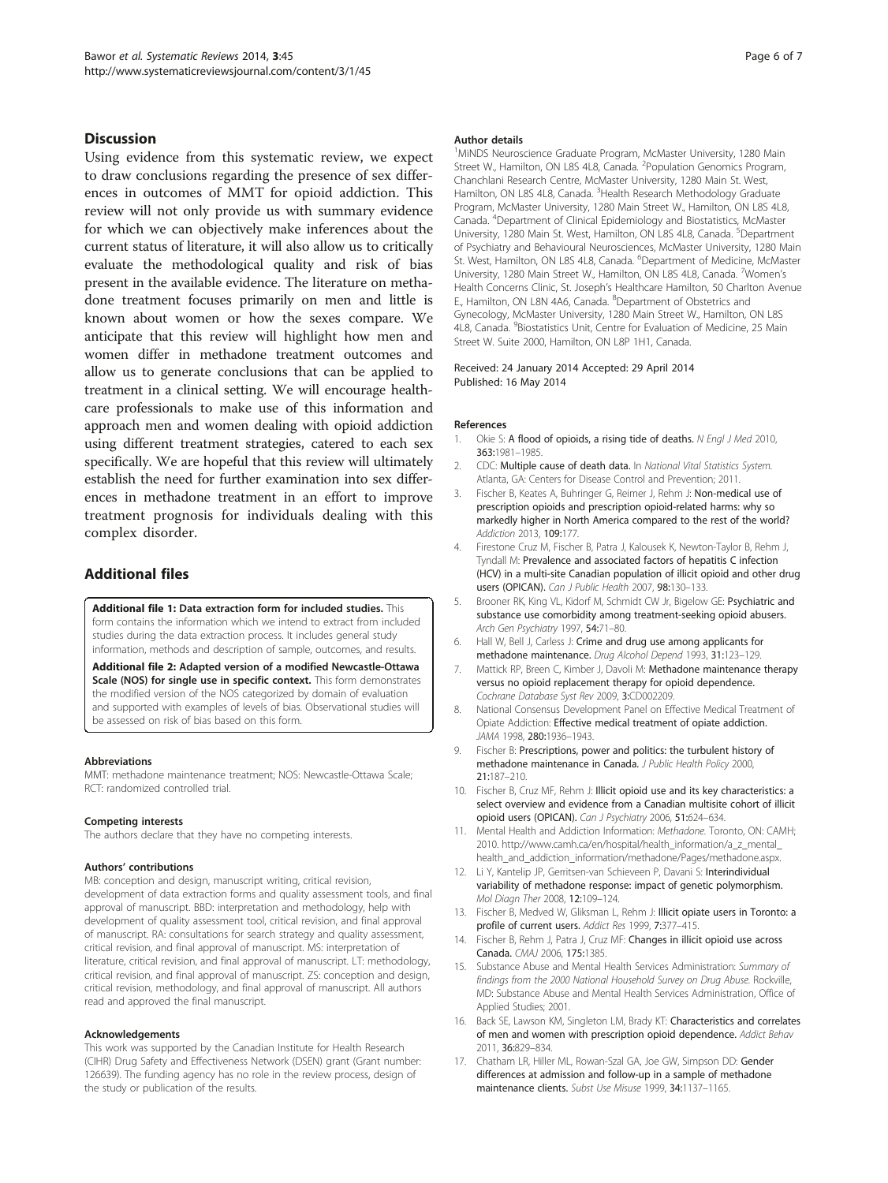## Discussion

Using evidence from this systematic review, we expect to draw conclusions regarding the presence of sex differences in outcomes of MMT for opioid addiction. This review will not only provide us with summary evidence for which we can objectively make inferences about the current status of literature, it will also allow us to critically evaluate the methodological quality and risk of bias present in the available evidence. The literature on methadone treatment focuses primarily on men and little is known about women or how the sexes compare. We anticipate that this review will highlight how men and women differ in methadone treatment outcomes and allow us to generate conclusions that can be applied to treatment in a clinical setting. We will encourage healthcare professionals to make use of this information and approach men and women dealing with opioid addiction using different treatment strategies, catered to each sex specifically. We are hopeful that this review will ultimately establish the need for further examination into sex differences in methadone treatment in an effort to improve treatment prognosis for individuals dealing with this complex disorder.

## Additional files

**Additional file 1: Data extraction form for included studies.** This form contains the information which we intend to extract from included studies during the data extraction process. It includes general study information, methods and description of sample, outcomes, and results.

**Additional file 2: Adapted version of a modified Newcastle-Ottawa Scale (NOS) for single use in specific context.** This form demonstrates the modified version of the NOS categorized by domain of evaluation and supported with examples of levels of bias. Observational studies will be assessed on risk of bias based on this form.

#### Abbreviations

MMT: methadone maintenance treatment; NOS: Newcastle-Ottawa Scale; RCT: randomized controlled trial.

#### Competing interests

The authors declare that they have no competing interests.

#### Authors' contributions

MB: conception and design, manuscript writing, critical revision, development of data extraction forms and quality assessment tools, and final approval of manuscript. BBD: interpretation and methodology, help with development of quality assessment tool, critical revision, and final approval of manuscript. RA: consultations for search strategy and quality assessment, critical revision, and final approval of manuscript. MS: interpretation of literature, critical revision, and final approval of manuscript. LT: methodology, critical revision, and final approval of manuscript. ZS: conception and design, critical revision, methodology, and final approval of manuscript. All authors read and approved the final manuscript.

#### Acknowledgements

This work was supported by the Canadian Institute for Health Research (CIHR) Drug Safety and Effectiveness Network (DSEN) grant (Grant number: 126639). The funding agency has no role in the review process, design of the study or publication of the results.

#### Author details

[1]MiNDS Neuroscience Graduate Program, McMaster University, 1280 Main Street W., Hamilton, ON L8S 4L8, Canada. [2]Population Genomics Program, Chanchlani Research Centre, McMaster University, 1280 Main St. West, Hamilton, ON L8S 4L8, Canada. [3]Health Research Methodology Graduate Program, McMaster University, 1280 Main Street W., Hamilton, ON L8S 4L8, Canada. [4]Department of Clinical Epidemiology and Biostatistics, McMaster University, 1280 Main St. West, Hamilton, ON L8S 4L8, Canada. [5]Department of Psychiatry and Behavioural Neurosciences, McMaster University, 1280 Main St. West, Hamilton, ON L8S 4L8, Canada. [6]Department of Medicine, McMaster University, 1280 Main Street W., Hamilton, ON L8S 4L8, Canada. [7]Women's Health Concerns Clinic, St. Joseph's Healthcare Hamilton, 50 Charlton Avenue E., Hamilton, ON L8N 4A6, Canada. [8]Department of Obstetrics and Gynecology, McMaster University, 1280 Main Street W., Hamilton, ON L8S 4L8, Canada. [9]Biostatistics Unit, Centre for Evaluation of Medicine, 25 Main Street W. Suite 2000, Hamilton, ON L8P 1H1, Canada.

Received: 24 January 2014 Accepted: 29 April 2014
Published: 16 May 2014

#### References

1. Okie S: **A flood of opioids, a rising tide of deaths.** *N Engl J Med* 2010, **363:**1981–1985.
2. CDC: **Multiple cause of death data.** In *National Vital Statistics System.* Atlanta, GA: Centers for Disease Control and Prevention; 2011.
3. Fischer B, Keates A, Buhringer G, Reimer J, Rehm J: **Non-medical use of prescription opioids and prescription opioid-related harms: why so markedly higher in North America compared to the rest of the world?** *Addiction* 2013, **109:**177.
4. Firestone Cruz M, Fischer B, Patra J, Kalousek K, Newton-Taylor B, Rehm J, Tyndall M: **Prevalence and associated factors of hepatitis C infection (HCV) in a multi-site Canadian population of illicit opioid and other drug users (OPICAN).** *Can J Public Health* 2007, **98:**130–133.
5. Brooner RK, King VL, Kidorf M, Schmidt CW Jr, Bigelow GE: **Psychiatric and substance use comorbidity among treatment-seeking opioid abusers.** *Arch Gen Psychiatry* 1997, **54:**71–80.
6. Hall W, Bell J, Carless J: **Crime and drug use among applicants for methadone maintenance.** *Drug Alcohol Depend* 1993, **31:**123–129.
7. Mattick RP, Breen C, Kimber J, Davoli M: **Methadone maintenance therapy versus no opioid replacement therapy for opioid dependence.** *Cochrane Database Syst Rev* 2009, **3:**CD002209.
8. National Consensus Development Panel on Effective Medical Treatment of Opiate Addiction: **Effective medical treatment of opiate addiction.** *JAMA* 1998, **280:**1936–1943.
9. Fischer B: **Prescriptions, power and politics: the turbulent history of methadone maintenance in Canada.** *J Public Health Policy* 2000, **21:**187–210.
10. Fischer B, Cruz MF, Rehm J: **Illicit opioid use and its key characteristics: a select overview and evidence from a Canadian multisite cohort of illicit opioid users (OPICAN).** *Can J Psychiatry* 2006, **51:**624–634.
11. Mental Health and Addiction Information: *Methadone.* Toronto, ON: CAMH; 2010. http://www.camh.ca/en/hospital/health_information/a_z_mental_health_and_addiction_information/methadone/Pages/methadone.aspx.
12. Li Y, Kantelip JP, Gerritsen-van Schieveen P, Davani S: **Interindividual variability of methadone response: impact of genetic polymorphism.** *Mol Diagn Ther* 2008, **12:**109–124.
13. Fischer B, Medved W, Gliksman L, Rehm J: **Illicit opiate users in Toronto: a profile of current users.** *Addict Res* 1999, **7:**377–415.
14. Fischer B, Rehm J, Patra J, Cruz MF: **Changes in illicit opioid use across Canada.** *CMAJ* 2006, **175:**1385.
15. Substance Abuse and Mental Health Services Administration: *Summary of findings from the 2000 National Household Survey on Drug Abuse.* Rockville, MD: Substance Abuse and Mental Health Services Administration, Office of Applied Studies; 2001.
16. Back SE, Lawson KM, Singleton LM, Brady KT: **Characteristics and correlates of men and women with prescription opioid dependence.** *Addict Behav* 2011, **36:**829–834.
17. Chatham LR, Hiller ML, Rowan-Szal GA, Joe GW, Simpson DD: **Gender differences at admission and follow-up in a sample of methadone maintenance clients.** *Subst Use Misuse* 1999, **34:**1137–1165.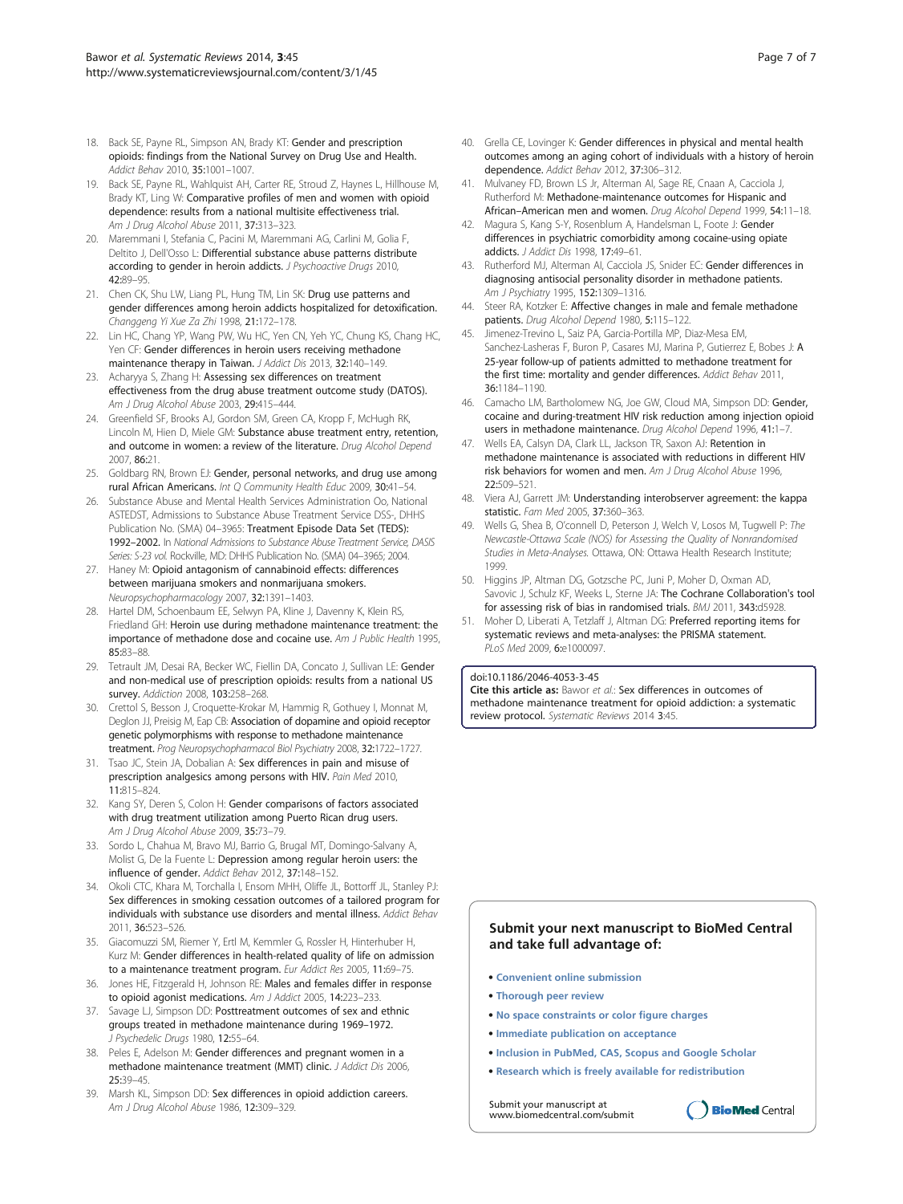18. Back SE, Payne RL, Simpson AN, Brady KT: Gender and prescription opioids: findings from the National Survey on Drug Use and Health. *Addict Behav* 2010, 35:1001–1007.
19. Back SE, Payne RL, Wahlquist AH, Carter RE, Stroud Z, Haynes L, Hillhouse M, Brady KT, Ling W: Comparative profiles of men and women with opioid dependence: results from a national multisite effectiveness trial. *Am J Drug Alcohol Abuse* 2011, 37:313–323.
20. Maremmani I, Stefania C, Pacini M, Maremmani AG, Carlini M, Golia F, Deltito J, Dell'Osso L: Differential substance abuse patterns distribute according to gender in heroin addicts. *J Psychoactive Drugs* 2010, 42:89–95.
21. Chen CK, Shu LW, Liang PL, Hung TM, Lin SK: Drug use patterns and gender differences among heroin addicts hospitalized for detoxification. *Changgeng Yi Xue Za Zhi* 1998, 21:172–178.
22. Lin HC, Chang YP, Wang PW, Wu HC, Yen CN, Yeh YC, Chung KS, Chang HC, Yen CF: Gender differences in heroin users receiving methadone maintenance therapy in Taiwan. *J Addict Dis* 2013, 32:140–149.
23. Acharyya S, Zhang H: Assessing sex differences on treatment effectiveness from the drug abuse treatment outcome study (DATOS). *Am J Drug Alcohol Abuse* 2003, 29:415–444.
24. Greenfield SF, Brooks AJ, Gordon SM, Green CA, Kropp F, McHugh RK, Lincoln M, Hien D, Miele GM: Substance abuse treatment entry, retention, and outcome in women: a review of the literature. *Drug Alcohol Depend* 2007, 86:21.
25. Goldbarg RN, Brown EJ: Gender, personal networks, and drug use among rural African Americans. *Int Q Community Health Educ* 2009, 30:41–54.
26. Substance Abuse and Mental Health Services Administration Oo, National ASTEDST, Admissions to Substance Abuse Treatment Service DSS-, DHHS Publication No. (SMA) 04–3965: Treatment Episode Data Set (TEDS): 1992–2002. In *National Admissions to Substance Abuse Treatment Service, DASIS Series: S-23 vol.* Rockville, MD: DHHS Publication No. (SMA) 04–3965; 2004.
27. Haney M: Opioid antagonism of cannabinoid effects: differences between marijuana smokers and nonmarijuana smokers. *Neuropsychopharmacology* 2007, 32:1391–1403.
28. Hartel DM, Schoenbaum EE, Selwyn PA, Kline J, Davenny K, Klein RS, Friedland GH: Heroin use during methadone maintenance treatment: the importance of methadone dose and cocaine use. *Am J Public Health* 1995, 85:83–88.
29. Tetrault JM, Desai RA, Becker WC, Fiellin DA, Concato J, Sullivan LE: Gender and non-medical use of prescription opioids: results from a national US survey. *Addiction* 2008, 103:258–268.
30. Crettol S, Besson J, Croquette-Krokar M, Hammig R, Gothuey I, Monnat M, Deglon JJ, Preisig M, Eap CB: Association of dopamine and opioid receptor genetic polymorphisms with response to methadone maintenance treatment. *Prog Neuropsychopharmacol Biol Psychiatry* 2008, 32:1722–1727.
31. Tsao JC, Stein JA, Dobalian A: Sex differences in pain and misuse of prescription analgesics among persons with HIV. *Pain Med* 2010, 11:815–824.
32. Kang SY, Deren S, Colon H: Gender comparisons of factors associated with drug treatment utilization among Puerto Rican drug users. *Am J Drug Alcohol Abuse* 2009, 35:73–79.
33. Sordo L, Chahua M, Bravo MJ, Barrio G, Brugal MT, Domingo-Salvany A, Molist G, De la Fuente L: Depression among regular heroin users: the influence of gender. *Addict Behav* 2012, 37:148–152.
34. Okoli CTC, Khara M, Torchalla I, Ensom MHH, Oliffe JL, Bottorff JL, Stanley PJ: Sex differences in smoking cessation outcomes of a tailored program for individuals with substance use disorders and mental illness. *Addict Behav* 2011, 36:523–526.
35. Giacomuzzi SM, Riemer Y, Ertl M, Kemmler G, Rossler H, Hinterhuber H, Kurz M: Gender differences in health-related quality of life on admission to a maintenance treatment program. *Eur Addict Res* 2005, 11:69–75.
36. Jones HE, Fitzgerald H, Johnson RE: Males and females differ in response to opioid agonist medications. *Am J Addict* 2005, 14:223–233.
37. Savage LJ, Simpson DD: Posttreatment outcomes of sex and ethnic groups treated in methadone maintenance during 1969–1972. *J Psychedelic Drugs* 1980, 12:55–64.
38. Peles E, Adelson M: Gender differences and pregnant women in a methadone maintenance treatment (MMT) clinic. *J Addict Dis* 2006, 25:39–45.
39. Marsh KL, Simpson DD: Sex differences in opioid addiction careers. *Am J Drug Alcohol Abuse* 1986, 12:309–329.
40. Grella CE, Lovinger K: Gender differences in physical and mental health outcomes among an aging cohort of individuals with a history of heroin dependence. *Addict Behav* 2012, 37:306–312.
41. Mulvaney FD, Brown LS Jr, Alterman AI, Sage RE, Cnaan A, Cacciola J, Rutherford M: Methadone-maintenance outcomes for Hispanic and African–American men and women. *Drug Alcohol Depend* 1999, 54:11–18.
42. Magura S, Kang S-Y, Rosenblum A, Handelsman L, Foote J: Gender differences in psychiatric comorbidity among cocaine-using opiate addicts. *J Addict Dis* 1998, 17:49–61.
43. Rutherford MJ, Alterman AI, Cacciola JS, Snider EC: Gender differences in diagnosing antisocial personality disorder in methadone patients. *Am J Psychiatry* 1995, 152:1309–1316.
44. Steer RA, Kotzker E: Affective changes in male and female methadone patients. *Drug Alcohol Depend* 1980, 5:115–122.
45. Jimenez-Trevino L, Saiz PA, Garcia-Portilla MP, Diaz-Mesa EM, Sanchez-Lasheras F, Buron P, Casares MJ, Marina P, Gutierrez E, Bobes J: A 25-year follow-up of patients admitted to methadone treatment for the first time: mortality and gender differences. *Addict Behav* 2011, 36:1184–1190.
46. Camacho LM, Bartholomew NG, Joe GW, Cloud MA, Simpson DD: Gender, cocaine and during-treatment HIV risk reduction among injection opioid users in methadone maintenance. *Drug Alcohol Depend* 1996, 41:1–7.
47. Wells EA, Calsyn DA, Clark LL, Jackson TR, Saxon AJ: Retention in methadone maintenance is associated with reductions in different HIV risk behaviors for women and men. *Am J Drug Alcohol Abuse* 1996, 22:509–521.
48. Viera AJ, Garrett JM: Understanding interobserver agreement: the kappa statistic. *Fam Med* 2005, 37:360–363.
49. Wells G, Shea B, O'connell D, Peterson J, Welch V, Losos M, Tugwell P: *The Newcastle-Ottawa Scale (NOS) for Assessing the Quality of Nonrandomised Studies in Meta-Analyses.* Ottawa, ON: Ottawa Health Research Institute; 1999.
50. Higgins JP, Altman DG, Gotzsche PC, Juni P, Moher D, Oxman AD, Savovic J, Schulz KF, Weeks L, Sterne JA: The Cochrane Collaboration's tool for assessing risk of bias in randomised trials. *BMJ* 2011, 343:d5928.
51. Moher D, Liberati A, Tetzlaff J, Altman DG: Preferred reporting items for systematic reviews and meta-analyses: the PRISMA statement. *PLoS Med* 2009, 6:e1000097.

doi:10.1186/2046-4053-3-45

**Cite this article as:** Bawor *et al.*: Sex differences in outcomes of methadone maintenance treatment for opioid addiction: a systematic review protocol. *Systematic Reviews* 2014 3:45.

**Submit your next manuscript to BioMed Central and take full advantage of:**

- Convenient online submission
- Thorough peer review
- No space constraints or color figure charges
- Immediate publication on acceptance
- Inclusion in PubMed, CAS, Scopus and Google Scholar
- Research which is freely available for redistribution

Submit your manuscript at www.biomedcentral.com/submit

BioMed Central